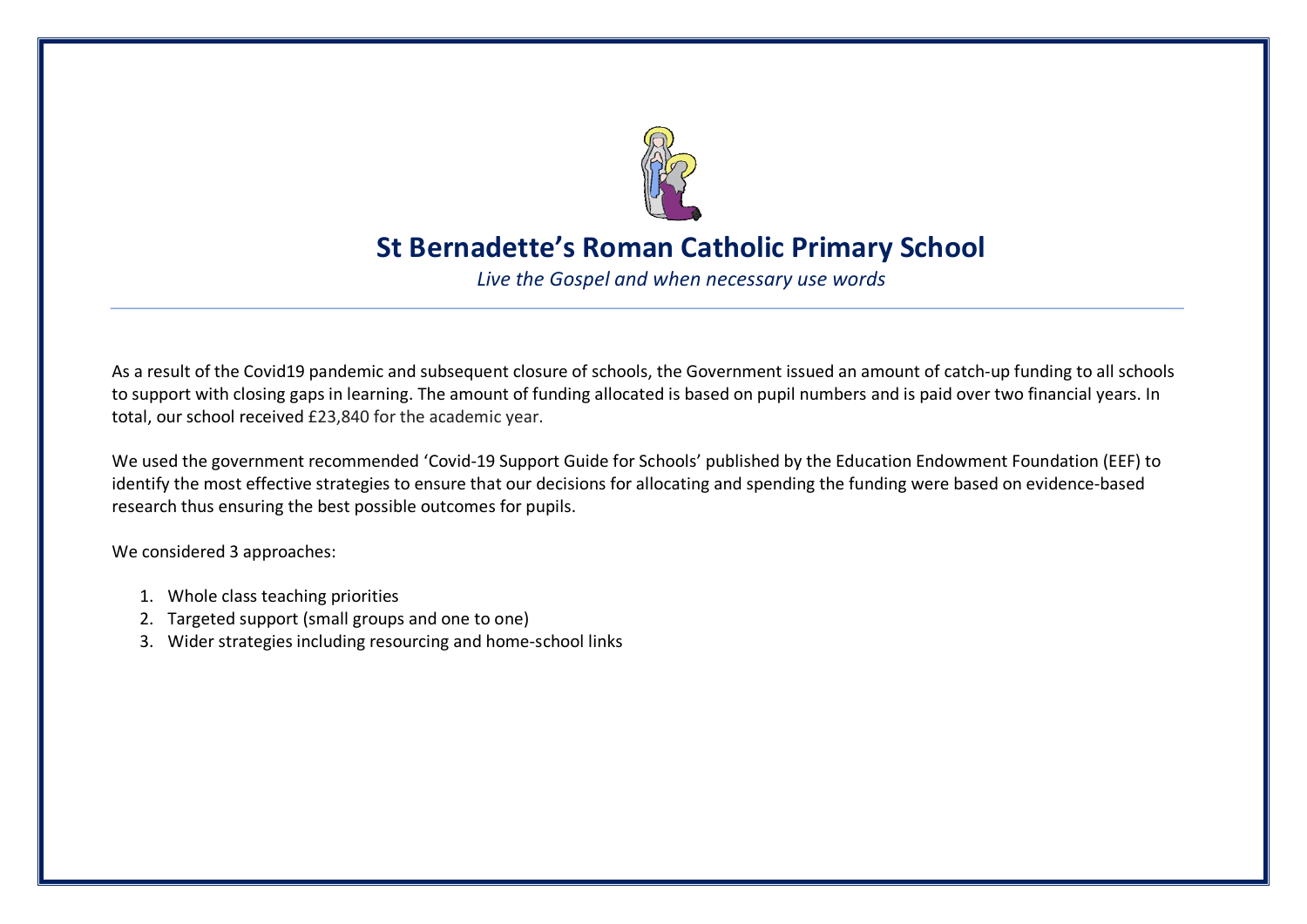# St Bernadette's Roman Catholic Primary School

*Live the Gospel and when necessary use words*

---

As a result of the Covid19 pandemic and subsequent closure of schools, the Government issued an amount of catch-up funding to all schools to support with closing gaps in learning. The amount of funding allocated is based on pupil numbers and is paid over two financial years. In total, our school received £23,840 for the academic year.

We used the government recommended 'Covid-19 Support Guide for Schools' published by the Education Endowment Foundation (EEF) to identify the most effective strategies to ensure that our decisions for allocating and spending the funding were based on evidence-based research thus ensuring the best possible outcomes for pupils.

We considered 3 approaches:

1. Whole class teaching priorities
2. Targeted support (small groups and one to one)
3. Wider strategies including resourcing and home-school links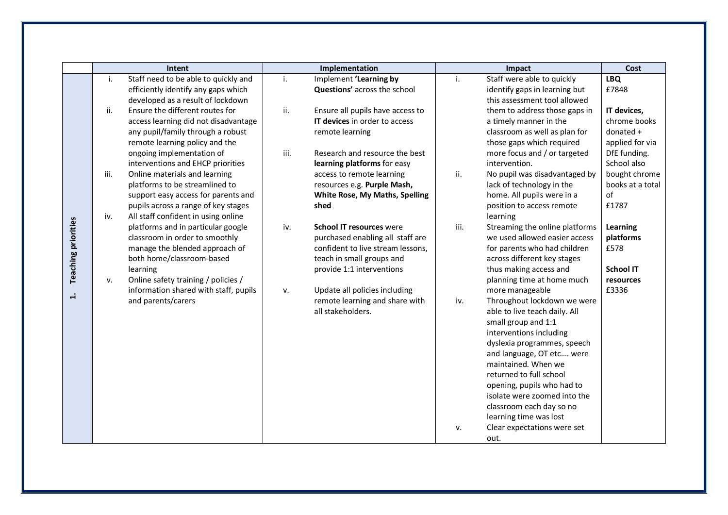| | Intent | Implementation | Impact | Cost |
|---|---|---|---|---|
| **1. Teaching priorities** | i. Staff need to be able to quickly and efficiently identify any gaps which developed as a result of lockdown<br>ii. Ensure the different routes for access learning did not disadvantage any pupil/family through a robust remote learning policy and the ongoing implementation of interventions and EHCP priorities<br>iii. Online materials and learning platforms to be streamlined to support easy access for parents and pupils across a range of key stages<br>iv. All staff confident in using online platforms and in particular google classroom in order to smoothly manage the blended approach of both home/classroom-based learning<br>v. Online safety training / policies / information shared with staff, pupils and parents/carers | i. Implement **'Learning by Questions'** across the school<br>ii. Ensure all pupils have access to **IT devices** in order to access remote learning<br>iii. Research and resource the best **learning platforms** for easy access to remote learning resources e.g. **Purple Mash, White Rose, My Maths, Spelling shed**<br>iv. **School IT resources** were purchased enabling all staff are confident to live stream lessons, teach in small groups and provide 1:1 interventions<br>v. Update all policies including remote learning and share with all stakeholders. | i. Staff were able to quickly identify gaps in learning but this assessment tool allowed them to address those gaps in a timely manner in the classroom as well as plan for those gaps which required more focus and / or targeted intervention.<br>ii. No pupil was disadvantaged by lack of technology in the home. All pupils were in a position to access remote learning<br>iii. Streaming the online platforms we used allowed easier access for parents who had children across different key stages thus making access and planning time at home much more manageable<br>iv. Throughout lockdown we were able to live teach daily. All small group and 1:1 interventions including dyslexia programmes, speech and language, OT etc…. were maintained. When we returned to full school opening, pupils who had to isolate were zoomed into the classroom each day so no learning time was lost<br>v. Clear expectations were set out. | **LBQ**<br>£7848<br><br>**IT devices,** chrome books donated + applied for via DfE funding. School also bought chrome books at a total of £1787<br><br>**Learning platforms**<br>£578<br><br>**School IT resources**<br>£3336 |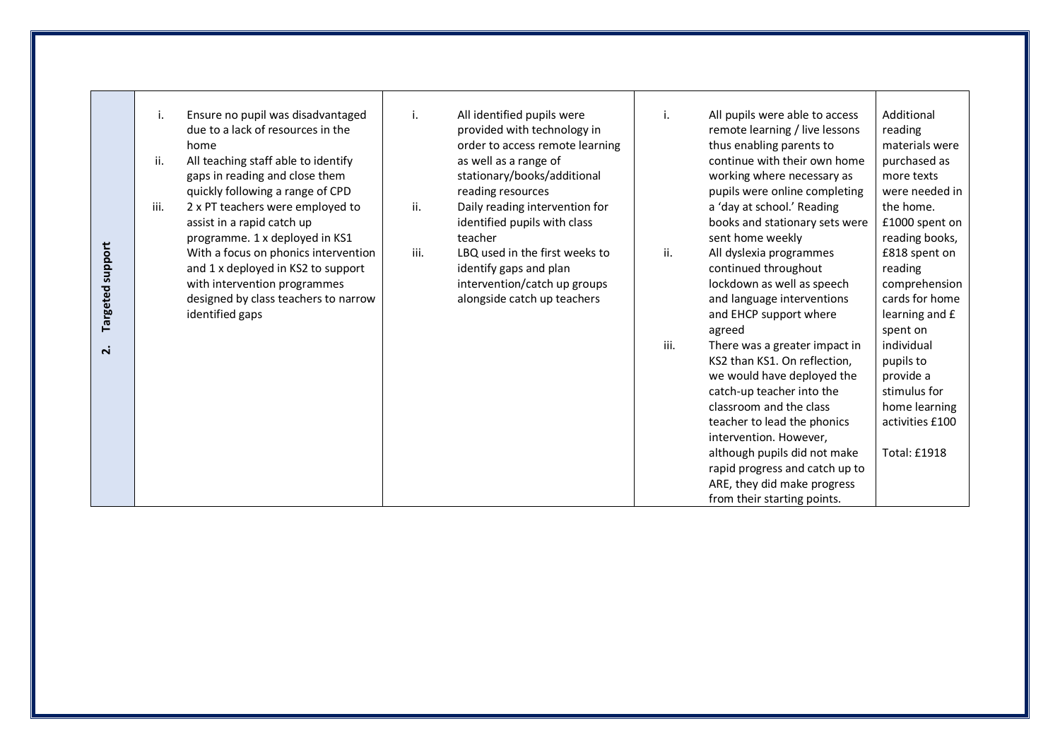| 2. Targeted support | i. Ensure no pupil was disadvantaged due to a lack of resources in the home<br>ii. All teaching staff able to identify gaps in reading and close them quickly following a range of CPD<br>iii. 2 x PT teachers were employed to assist in a rapid catch up programme. 1 x deployed in KS1 With a focus on phonics intervention and 1 x deployed in KS2 to support with intervention programmes designed by class teachers to narrow identified gaps | i. All identified pupils were provided with technology in order to access remote learning as well as a range of stationary/books/additional reading resources<br>ii. Daily reading intervention for identified pupils with class teacher<br>iii. LBQ used in the first weeks to identify gaps and plan intervention/catch up groups alongside catch up teachers | i. All pupils were able to access remote learning / live lessons thus enabling parents to continue with their own home working where necessary as pupils were online completing a 'day at school.' Reading books and stationary sets were sent home weekly<br>ii. All dyslexia programmes continued throughout lockdown as well as speech and language interventions and EHCP support where agreed<br>iii. There was a greater impact in KS2 than KS1. On reflection, we would have deployed the catch-up teacher into the classroom and the class teacher to lead the phonics intervention. However, although pupils did not make rapid progress and catch up to ARE, they did make progress from their starting points. | Additional reading materials were purchased as more texts were needed in the home. £1000 spent on reading books, £818 spent on reading comprehension cards for home learning and £ spent on individual pupils to provide a stimulus for home learning activities £100<br><br>Total: £1918 |
|---|---|---|---|---|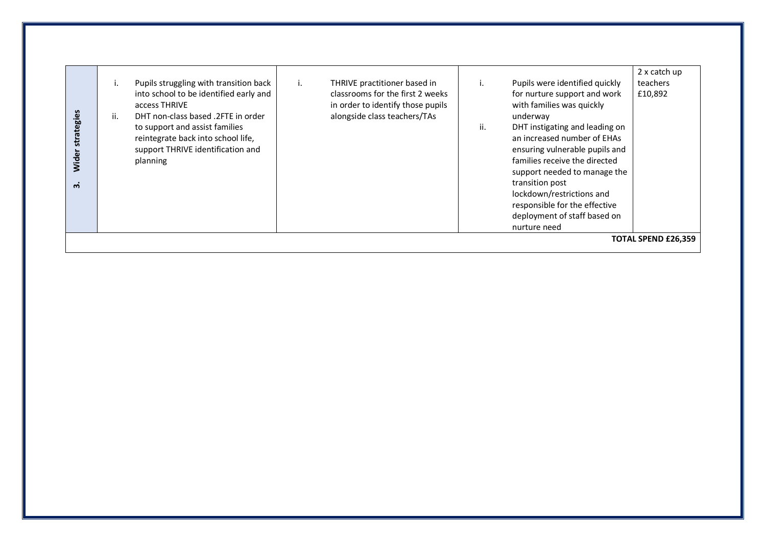| | | | | |
|---|---|---|---|---|
| **3. Wider strategies** | i. Pupils struggling with transition back into school to be identified early and access THRIVE<br>ii. DHT non-class based .2FTE in order to support and assist families reintegrate back into school life, support THRIVE identification and planning | i. THRIVE practitioner based in classrooms for the first 2 weeks in order to identify those pupils alongside class teachers/TAs | i. Pupils were identified quickly for nurture support and work with families was quickly underway<br>ii. DHT instigating and leading on an increased number of EHAs ensuring vulnerable pupils and families receive the directed support needed to manage the transition post lockdown/restrictions and responsible for the effective deployment of staff based on nurture need | 2 x catch up teachers £10,892 |
| | | | | **TOTAL SPEND £26,359** |